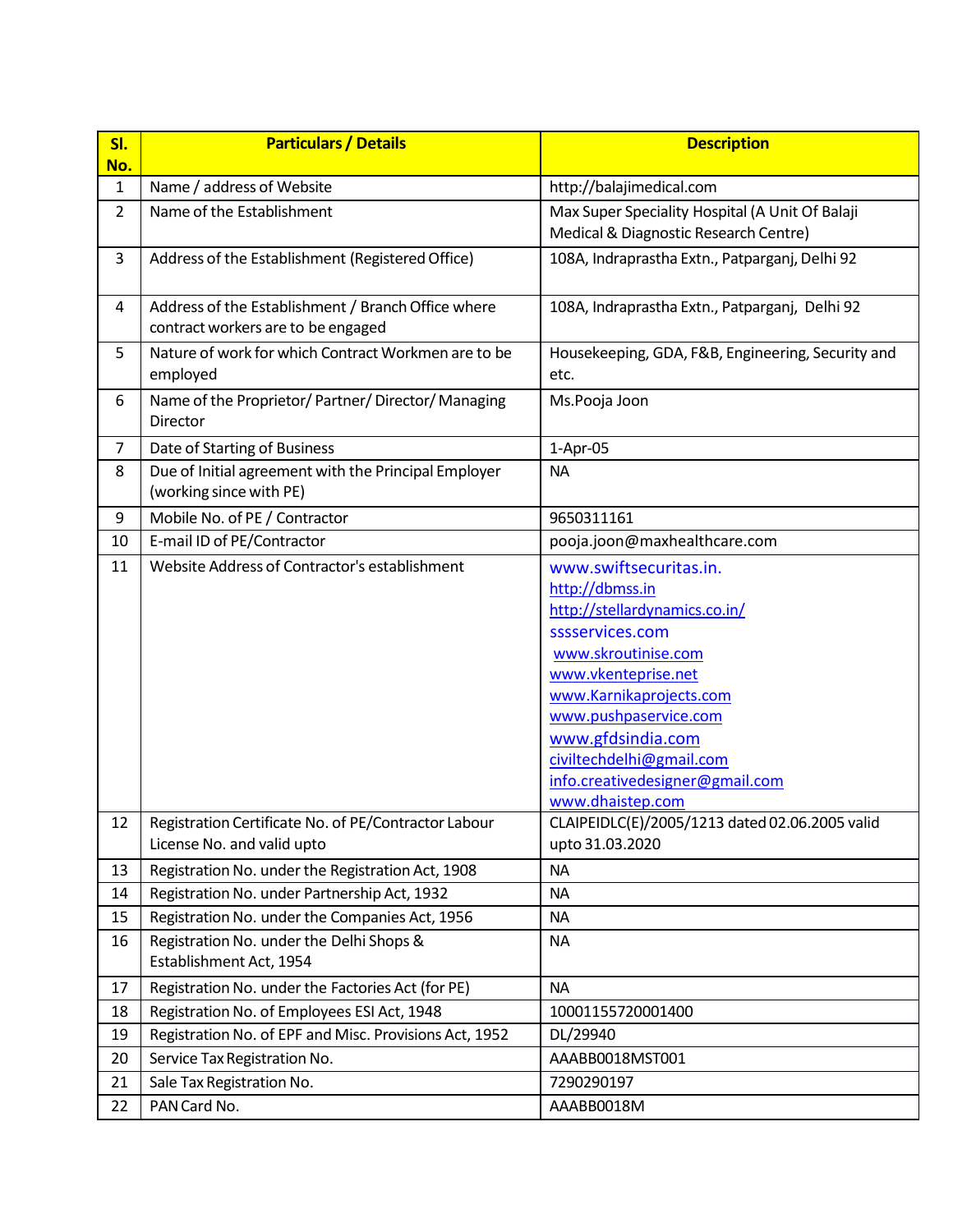| Sl. No. | Particulars / Details | Description |
|---|---|---|
| 1 | Name / address of Website | http://balajimedical.com |
| 2 | Name of the Establishment | Max Super Speciality Hospital (A Unit Of Balaji Medical & Diagnostic Research Centre) |
| 3 | Address of the Establishment (Registered Office) | 108A, Indraprastha Extn., Patparganj, Delhi 92 |
| 4 | Address of the Establishment / Branch Office where contract workers are to be engaged | 108A, Indraprastha Extn., Patparganj, Delhi 92 |
| 5 | Nature of work for which Contract Workmen are to be employed | Housekeeping, GDA, F&B, Engineering, Security and etc. |
| 6 | Name of the Proprietor/ Partner/ Director/ Managing Director | Ms.Pooja Joon |
| 7 | Date of Starting of Business | 1-Apr-05 |
| 8 | Due of Initial agreement with the Principal Employer (working since with PE) | NA |
| 9 | Mobile No. of PE / Contractor | 9650311161 |
| 10 | E-mail ID of PE/Contractor | pooja.joon@maxhealthcare.com |
| 11 | Website Address of Contractor's establishment | www.swiftsecuritas.in.<br>http://dbmss.in<br>http://stellardynamics.co.in/<br>sssservices.com<br>www.skroutinise.com<br>www.vkenteprise.net<br>www.Karnikaprojects.com<br>www.pushpaservice.com<br>www.gfdsindia.com<br>civiltechdelhi@gmail.com<br>info.creativedesigner@gmail.com<br>www.dhaistep.com |
| 12 | Registration Certificate No. of PE/Contractor Labour License No. and valid upto | CLAIPEIDLC(E)/2005/1213 dated 02.06.2005 valid upto 31.03.2020 |
| 13 | Registration No. under the Registration Act, 1908 | NA |
| 14 | Registration No. under Partnership Act, 1932 | NA |
| 15 | Registration No. under the Companies Act, 1956 | NA |
| 16 | Registration No. under the Delhi Shops & Establishment Act, 1954 | NA |
| 17 | Registration No. under the Factories Act (for PE) | NA |
| 18 | Registration No. of Employees ESI Act, 1948 | 10001155720001400 |
| 19 | Registration No. of EPF and Misc. Provisions Act, 1952 | DL/29940 |
| 20 | Service Tax Registration No. | AAABB0018MST001 |
| 21 | Sale Tax Registration No. | 7290290197 |
| 22 | PAN Card No. | AAABB0018M |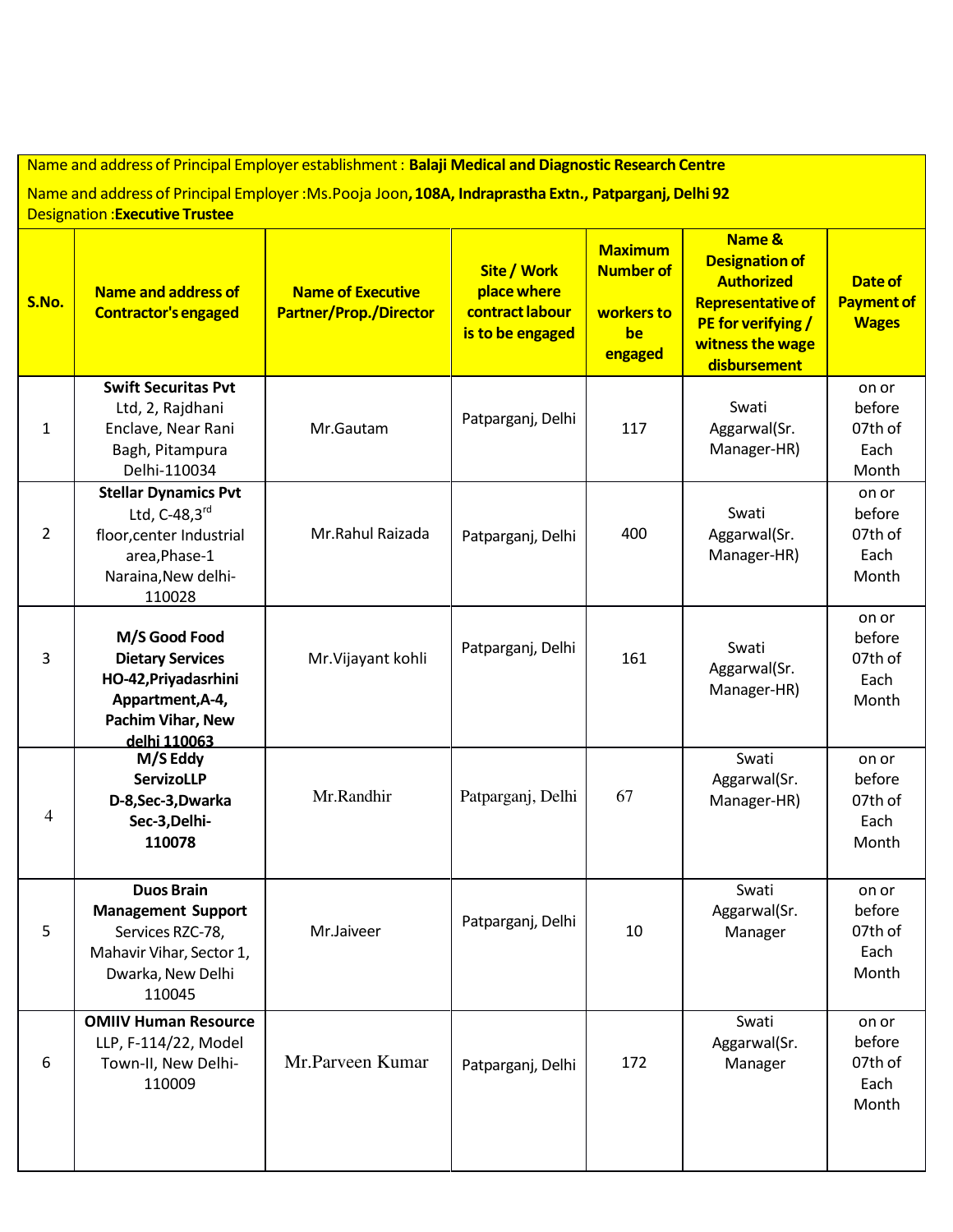Name and address of Principal Employer establishment : **Balaji Medical and Diagnostic Research Centre**

Name and address of Principal Employer :Ms.Pooja Joon**, 108A, Indraprastha Extn., Patparganj, Delhi 92**

Designation :**Executive Trustee**

| S.No. | Name and address of Contractor's engaged | Name of Executive Partner/Prop./Director | Site / Work place where contract labour is to be engaged | Maximum Number of workers to be engaged | Name & Designation of Authorized Representative of PE for verifying / witness the wage disbursement | Date of Payment of Wages |
|---|---|---|---|---|---|---|
| 1 | **Swift Securitas Pvt** Ltd, 2, Rajdhani Enclave, Near Rani Bagh, Pitampura Delhi-110034 | Mr.Gautam | Patparganj, Delhi | 117 | Swati Aggarwal(Sr. Manager-HR) | on or before 07th of Each Month |
| 2 | **Stellar Dynamics Pvt** Ltd, C-48,3rd floor,center Industrial area,Phase-1 Naraina,New delhi-110028 | Mr.Rahul Raizada | Patparganj, Delhi | 400 | Swati Aggarwal(Sr. Manager-HR) | on or before 07th of Each Month |
| 3 | **M/S Good Food Dietary Services HO-42,Priyadasrhini Appartment,A-4, Pachim Vihar, New delhi 110063** | Mr.Vijayant kohli | Patparganj, Delhi | 161 | Swati Aggarwal(Sr. Manager-HR) | on or before 07th of Each Month |
| 4 | **M/S Eddy ServizoLLP D-8,Sec-3,Dwarka Sec-3,Delhi-110078** | Mr.Randhir | Patparganj, Delhi | 67 | Swati Aggarwal(Sr. Manager-HR) | on or before 07th of Each Month |
| 5 | **Duos Brain Management Support** Services RZC-78, Mahavir Vihar, Sector 1, Dwarka, New Delhi 110045 | Mr.Jaiveer | Patparganj, Delhi | 10 | Swati Aggarwal(Sr. Manager | on or before 07th of Each Month |
| 6 | **OMIIV Human Resource** LLP, F-114/22, Model Town-II, New Delhi-110009 | Mr.Parveen Kumar | Patparganj, Delhi | 172 | Swati Aggarwal(Sr. Manager | on or before 07th of Each Month |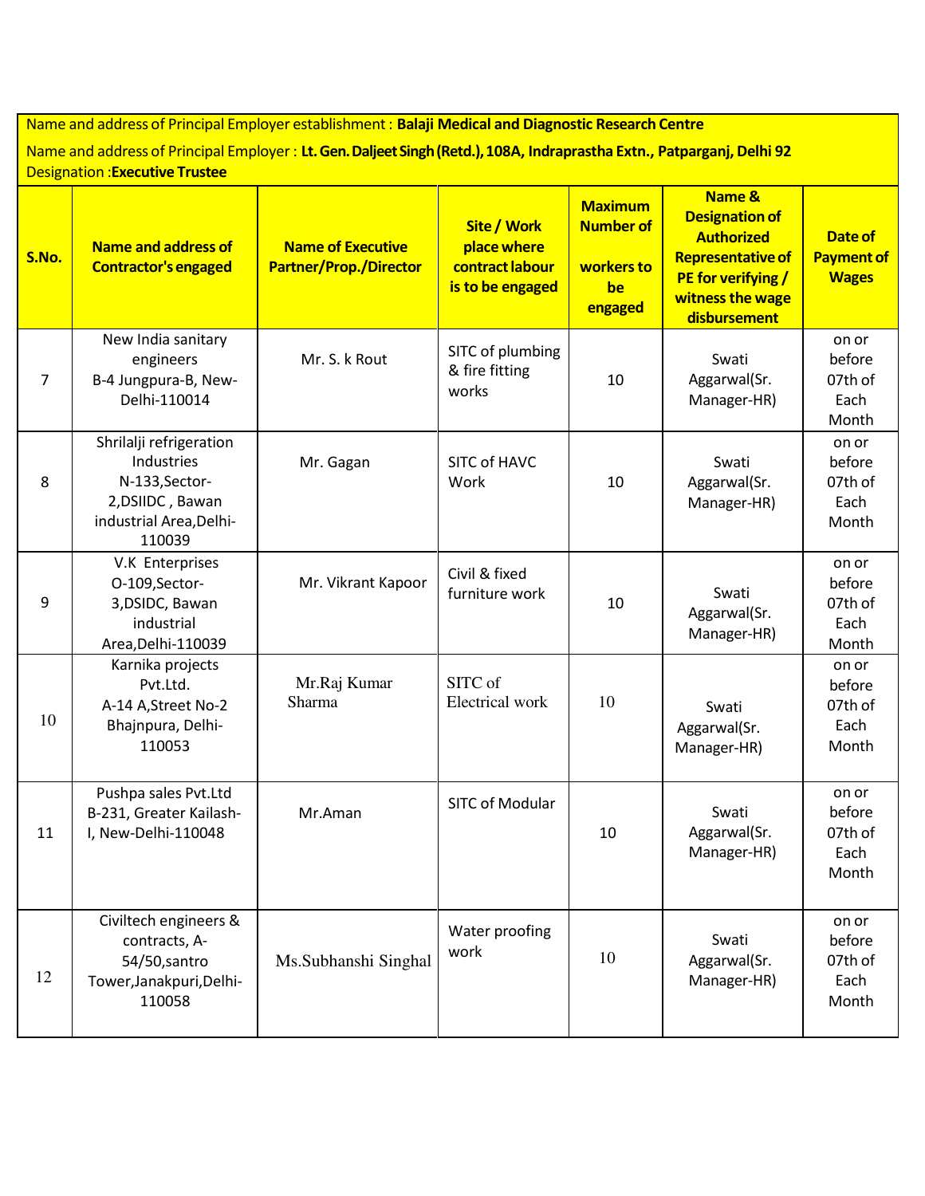Name and address of Principal Employer establishment : **Balaji Medical and Diagnostic Research Centre**

Name and address of Principal Employer : **Lt. Gen. Daljeet Singh (Retd.), 108A, Indraprastha Extn., Patparganj, Delhi 92**
Designation :**Executive Trustee**

| S.No. | Name and address of Contractor's engaged | Name of Executive Partner/Prop./Director | Site / Work place where contract labour is to be engaged | Maximum Number of workers to be engaged | Name & Designation of Authorized Representative of PE for verifying / witness the wage disbursement | Date of Payment of Wages |
|---|---|---|---|---|---|---|
| 7 | New India sanitary engineers B-4 Jungpura-B, New-Delhi-110014 | Mr. S. k Rout | SITC of plumbing & fire fitting works | 10 | Swati Aggarwal(Sr. Manager-HR) | on or before 07th of Each Month |
| 8 | Shrilalji refrigeration Industries N-133,Sector-2,DSIIDC , Bawan industrial Area,Delhi-110039 | Mr. Gagan | SITC of HAVC Work | 10 | Swati Aggarwal(Sr. Manager-HR) | on or before 07th of Each Month |
| 9 | V.K Enterprises O-109,Sector-3,DSIDC, Bawan industrial Area,Delhi-110039 | Mr. Vikrant Kapoor | Civil & fixed furniture work | 10 | Swati Aggarwal(Sr. Manager-HR) | on or before 07th of Each Month |
| 10 | Karnika projects Pvt.Ltd. A-14 A,Street No-2 Bhajnpura, Delhi-110053 | Mr.Raj Kumar Sharma | SITC of Electrical work | 10 | Swati Aggarwal(Sr. Manager-HR) | on or before 07th of Each Month |
| 11 | Pushpa sales Pvt.Ltd B-231, Greater Kailash-I, New-Delhi-110048 | Mr.Aman | SITC of Modular | 10 | Swati Aggarwal(Sr. Manager-HR) | on or before 07th of Each Month |
| 12 | Civiltech engineers & contracts, A-54/50,santro Tower,Janakpuri,Delhi-110058 | Ms.Subhanshi Singhal | Water proofing work | 10 | Swati Aggarwal(Sr. Manager-HR) | on or before 07th of Each Month |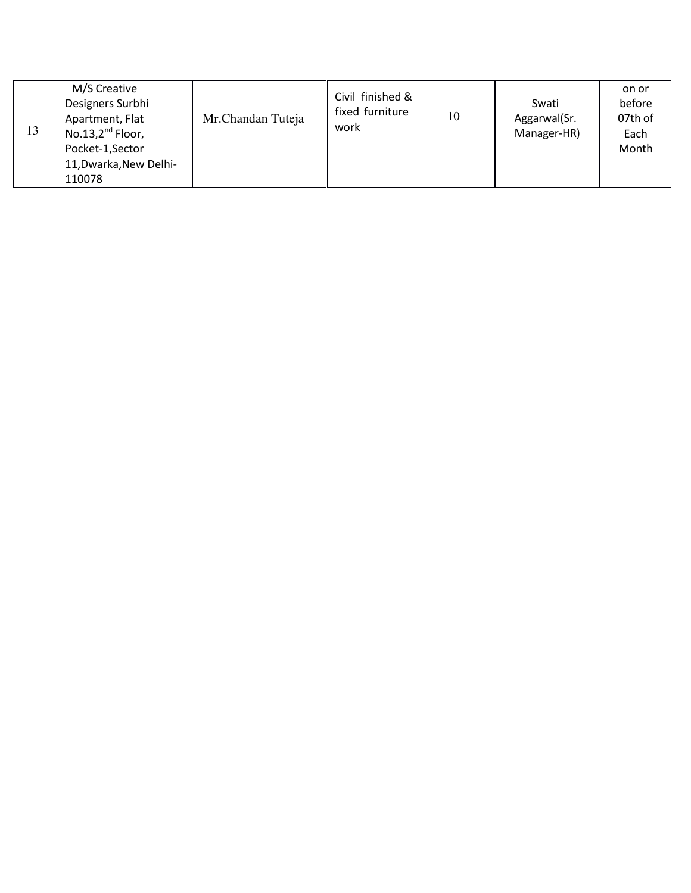| | | | | | |
|---|---|---|---|---|---|
| 13 | M/S Creative Designers Surbhi Apartment, Flat No.13,2[nd] Floor, Pocket-1,Sector 11,Dwarka,New Delhi-110078 | Mr.Chandan Tuteja | Civil finished & fixed furniture work | 10 | Swati Aggarwal(Sr. Manager-HR) | on or before 07th of Each Month |